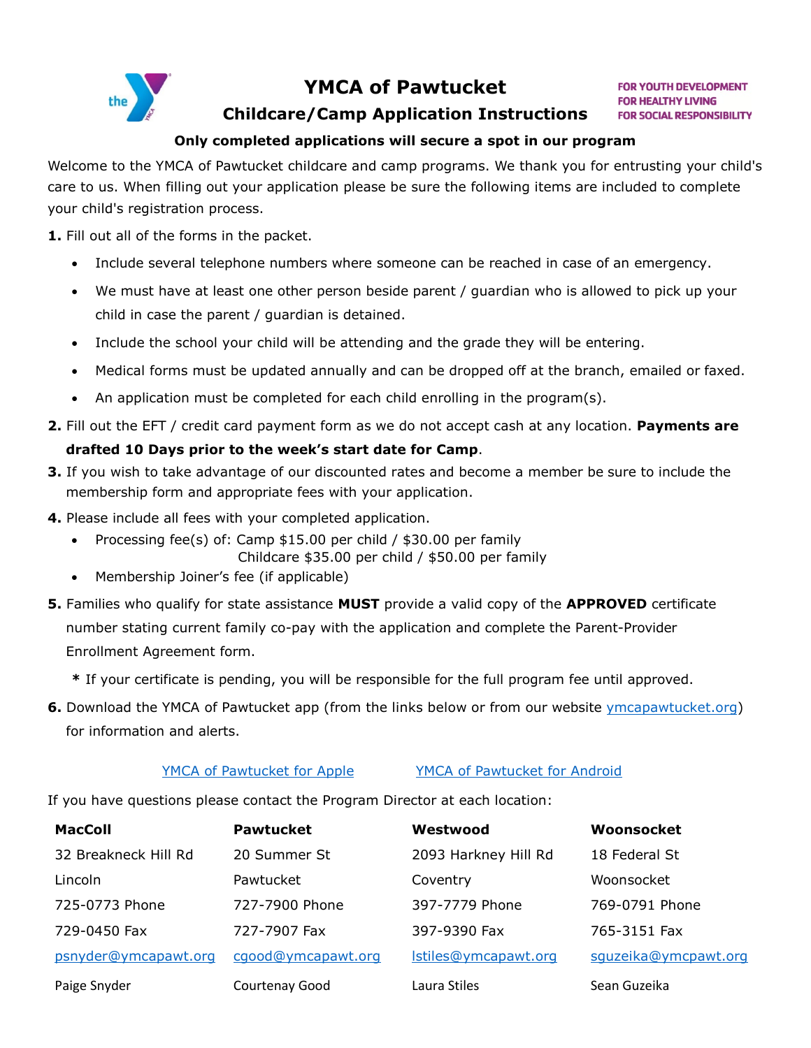# YMCA of Pawtucket

## Childcare/Camp Application Instructions

FOR YOUTH DEVELOPMENT
FOR HEALTHY LIVING
FOR SOCIAL RESPONSIBILITY

**Only completed applications will secure a spot in our program**

Welcome to the YMCA of Pawtucket childcare and camp programs. We thank you for entrusting your child's care to us. When filling out your application please be sure the following items are included to complete your child's registration process.

**1.** Fill out all of the forms in the packet.

- Include several telephone numbers where someone can be reached in case of an emergency.
- We must have at least one other person beside parent / guardian who is allowed to pick up your child in case the parent / guardian is detained.
- Include the school your child will be attending and the grade they will be entering.
- Medical forms must be updated annually and can be dropped off at the branch, emailed or faxed.
- An application must be completed for each child enrolling in the program(s).

**2.** Fill out the EFT / credit card payment form as we do not accept cash at any location. **Payments are drafted 10 Days prior to the week's start date for Camp**.

**3.** If you wish to take advantage of our discounted rates and become a member be sure to include the membership form and appropriate fees with your application.

**4.** Please include all fees with your completed application.

- Processing fee(s) of: Camp $15.00 per child / $30.00 per family
  Childcare $35.00 per child / $50.00 per family
- Membership Joiner's fee (if applicable)

**5.** Families who qualify for state assistance **MUST** provide a valid copy of the **APPROVED** certificate number stating current family co-pay with the application and complete the Parent-Provider Enrollment Agreement form.

**\*** If your certificate is pending, you will be responsible for the full program fee until approved.

**6.** Download the YMCA of Pawtucket app (from the links below or from our website ymcapawtucket.org) for information and alerts.

YMCA of Pawtucket for Apple          YMCA of Pawtucket for Android

If you have questions please contact the Program Director at each location:

| **MacColl** | **Pawtucket** | **Westwood** | **Woonsocket** |
|---|---|---|---|
| 32 Breakneck Hill Rd | 20 Summer St | 2093 Harkney Hill Rd | 18 Federal St |
| Lincoln | Pawtucket | Coventry | Woonsocket |
| 725-0773 Phone | 727-7900 Phone | 397-7779 Phone | 769-0791 Phone |
| 729-0450 Fax | 727-7907 Fax | 397-9390 Fax | 765-3151 Fax |
| psnyder@ymcapawt.org | cgood@ymcapawt.org | lstiles@ymcapawt.org | sguzeika@ymcpawt.org |
| Paige Snyder | Courtenay Good | Laura Stiles | Sean Guzeika |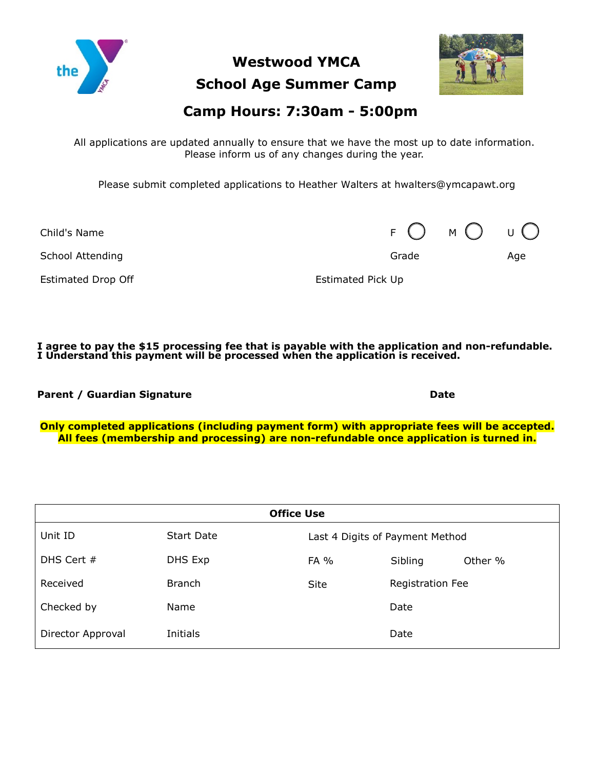# Westwood YMCA

## School Age Summer Camp

## Camp Hours: 7:30am - 5:00pm

All applications are updated annually to ensure that we have the most up to date information. Please inform us of any changes during the year.

Please submit completed applications to Heather Walters at hwalters@ymcapawt.org

Child's Name F ◯ M ◯ U ◯

School Attending Grade Age

Estimated Drop Off Estimated Pick Up

**I agree to pay the $15 processing fee that is payable with the application and non-refundable.**
**I Understand this payment will be processed when the application is received.**

**Parent / Guardian Signature** **Date**

**Only completed applications (including payment form) with appropriate fees will be accepted.**
**All fees (membership and processing) are non-refundable once application is turned in.**

| Office Use | | | | |
|---|---|---|---|---|
| Unit ID | Start Date | Last 4 Digits of Payment Method | | |
| DHS Cert # | DHS Exp | FA % | Sibling | Other % |
| Received | Branch | Site | Registration Fee | |
| Checked by | Name | | Date | |
| Director Approval | Initials | | Date | |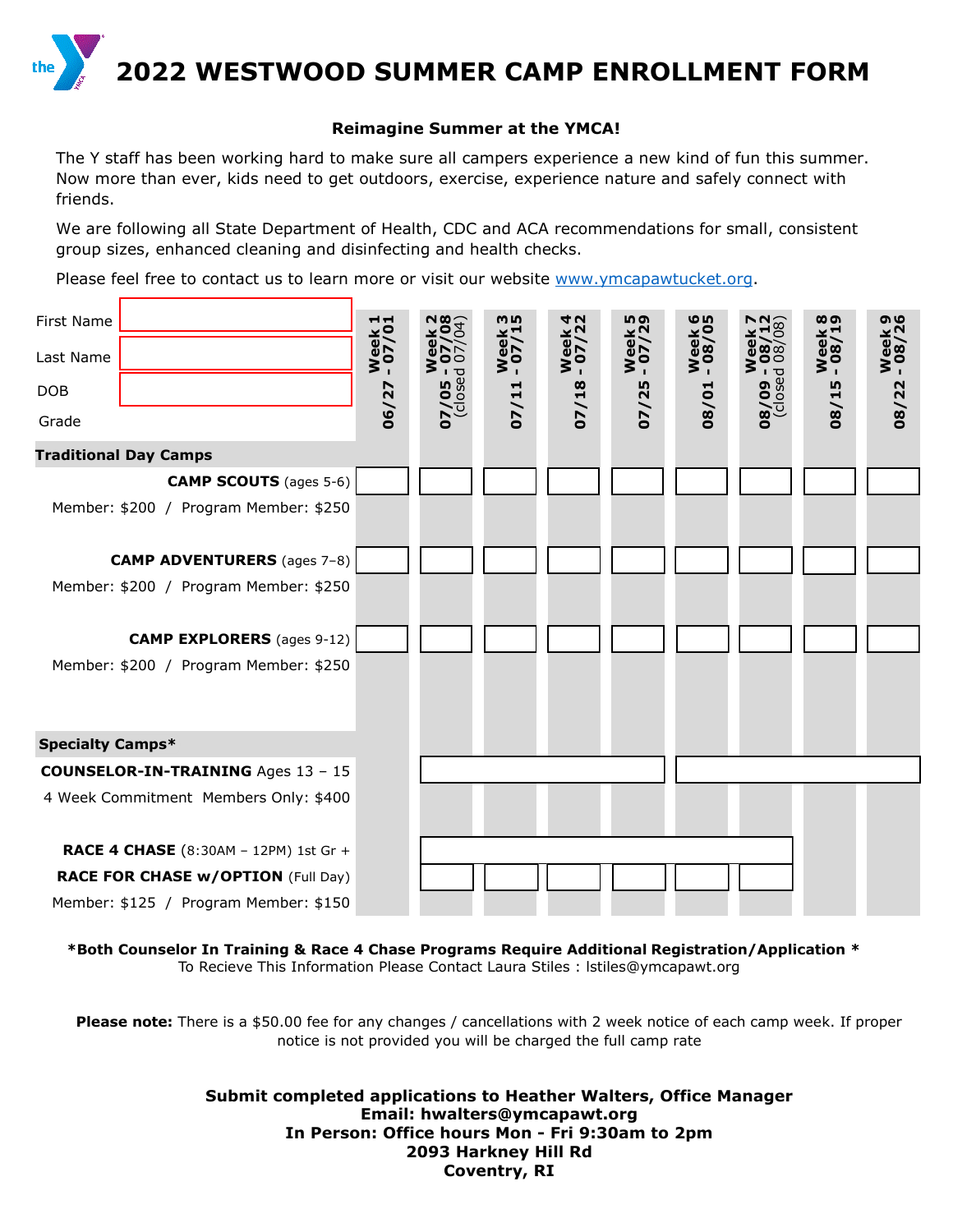# 2022 WESTWOOD SUMMER CAMP ENROLLMENT FORM

**Reimagine Summer at the YMCA!**

The Y staff has been working hard to make sure all campers experience a new kind of fun this summer. Now more than ever, kids need to get outdoors, exercise, experience nature and safely connect with friends.

We are following all State Department of Health, CDC and ACA recommendations for small, consistent group sizes, enhanced cleaning and disinfecting and health checks.

Please feel free to contact us to learn more or visit our website www.ymcapawtucket.org.

First Name

Last Name

DOB

Grade

| | Week 1 06/27 - 07/01 | Week 2 07/05 - 07/08 (closed 07/04) | Week 3 07/11 - 07/15 | Week 4 07/18 - 07/22 | Week 5 07/25 - 07/29 | Week 6 08/01 - 08/05 | Week 7 08/09 - 08/12 (closed 08/08) | Week 8 08/15 - 08/19 | Week 9 08/22 - 08/26 |
|---|---|---|---|---|---|---|---|---|---|
| **Traditional Day Camps** | | | | | | | | | |
| **CAMP SCOUTS** (ages 5-6) Member: $200 / Program Member: $250 | ☐ | ☐ | ☐ | ☐ | ☐ | ☐ | ☐ | ☐ | ☐ |
| **CAMP ADVENTURERS** (ages 7–8) Member: $200 / Program Member: $250 | ☐ | ☐ | ☐ | ☐ | ☐ | ☐ | ☐ | ☐ | ☐ |
| **CAMP EXPLORERS** (ages 9-12) Member: $200 / Program Member: $250 | ☐ | ☐ | ☐ | ☐ | ☐ | ☐ | ☐ | ☐ | ☐ |
| **Specialty Camps*** | | | | | | | | | |
| **COUNSELOR-IN-TRAINING** Ages 13 – 15 4 Week Commitment Members Only: $400 | | ☐ (Weeks 2–5) | | | | ☐ (Weeks 6–9) | | | |
| **RACE 4 CHASE** (8:30AM – 12PM) 1st Gr + | | ☐ (Weeks 2–7) | | | | | | | |
| **RACE FOR CHASE w/OPTION** (Full Day) Member: $125 / Program Member: $150 | | ☐ | ☐ | ☐ | ☐ | ☐ | ☐ | | |

**\*Both Counselor In Training & Race 4 Chase Programs Require Additional Registration/Application \***
To Recieve This Information Please Contact Laura Stiles : lstiles@ymcapawt.org

**Please note:** There is a $50.00 fee for any changes / cancellations with 2 week notice of each camp week. If proper notice is not provided you will be charged the full camp rate

**Submit completed applications to Heather Walters, Office Manager**
**Email: hwalters@ymcapawt.org**
**In Person: Office hours Mon - Fri 9:30am to 2pm**
**2093 Harkney Hill Rd**
**Coventry, RI**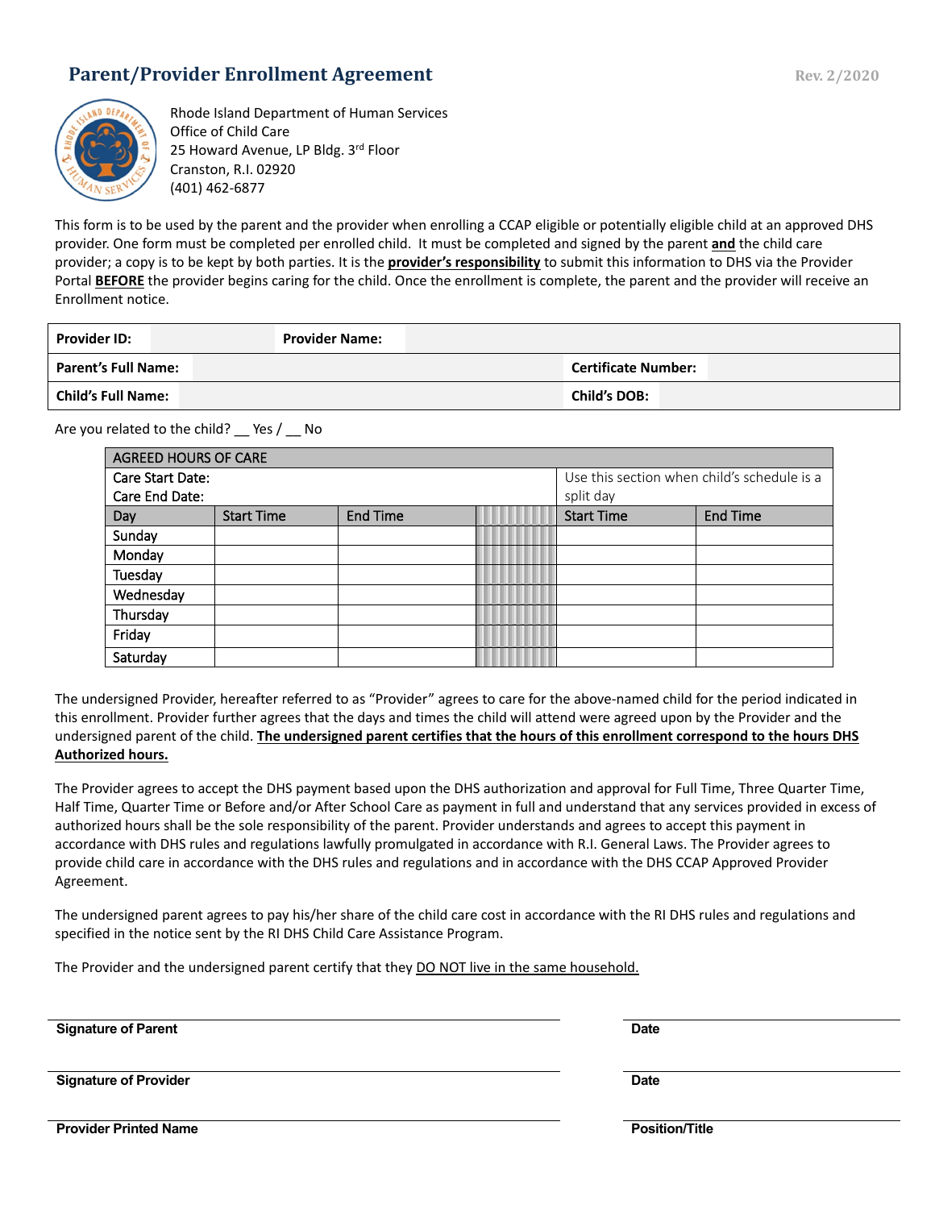# Parent/Provider Enrollment Agreement

Rev. 2/2020

Rhode Island Department of Human Services
Office of Child Care
25 Howard Avenue, LP Bldg. 3rd Floor
Cranston, R.I. 02920
(401) 462-6877

This form is to be used by the parent and the provider when enrolling a CCAP eligible or potentially eligible child at an approved DHS provider. One form must be completed per enrolled child. It must be completed and signed by the parent **and** the child care provider; a copy is to be kept by both parties. It is the **provider's responsibility** to submit this information to DHS via the Provider Portal **BEFORE** the provider begins caring for the child. Once the enrollment is complete, the parent and the provider will receive an Enrollment notice.

| | | | |
|---|---|---|---|
| **Provider ID:** | | **Provider Name:** | |
| **Parent's Full Name:** | | **Certificate Number:** | |
| **Child's Full Name:** | | **Child's DOB:** | |

Are you related to the child? __ Yes / __ No

| AGREED HOURS OF CARE | | | | |
|---|---|---|---|---|
| Care Start Date:<br>Care End Date: | | | Use this section when child's schedule is a split day | |
| Day | Start Time | End Time | Start Time | End Time |
| Sunday | | | | |
| Monday | | | | |
| Tuesday | | | | |
| Wednesday | | | | |
| Thursday | | | | |
| Friday | | | | |
| Saturday | | | | |

The undersigned Provider, hereafter referred to as "Provider" agrees to care for the above-named child for the period indicated in this enrollment. Provider further agrees that the days and times the child will attend were agreed upon by the Provider and the undersigned parent of the child. **The undersigned parent certifies that the hours of this enrollment correspond to the hours DHS Authorized hours.**

The Provider agrees to accept the DHS payment based upon the DHS authorization and approval for Full Time, Three Quarter Time, Half Time, Quarter Time or Before and/or After School Care as payment in full and understand that any services provided in excess of authorized hours shall be the sole responsibility of the parent. Provider understands and agrees to accept this payment in accordance with DHS rules and regulations lawfully promulgated in accordance with R.I. General Laws. The Provider agrees to provide child care in accordance with the DHS rules and regulations and in accordance with the DHS CCAP Approved Provider Agreement.

The undersigned parent agrees to pay his/her share of the child care cost in accordance with the RI DHS rules and regulations and specified in the notice sent by the RI DHS Child Care Assistance Program.

The Provider and the undersigned parent certify that they DO NOT live in the same household.

**Signature of Parent** &nbsp;&nbsp;&nbsp;&nbsp; **Date**

**Signature of Provider** &nbsp;&nbsp;&nbsp;&nbsp; **Date**

**Provider Printed Name** &nbsp;&nbsp;&nbsp;&nbsp; **Position/Title**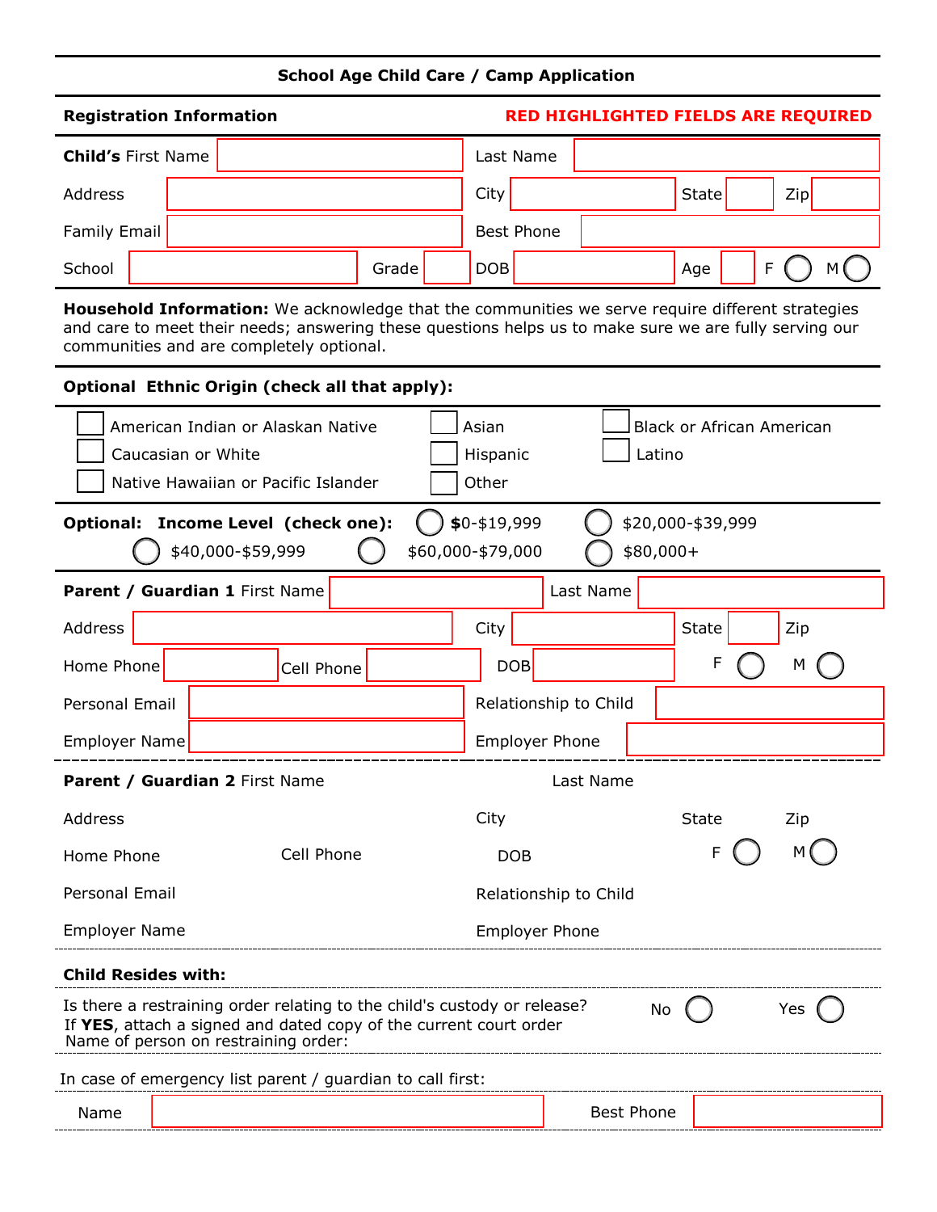## School Age Child Care / Camp Application

**Registration Information** **RED HIGHLIGHTED FIELDS ARE REQUIRED**

**Child's** First Name ____________ Last Name ____________

Address ____________ City ____________ State ____ Zip ____

Family Email ____________ Best Phone ____________

School ____________ Grade ____ DOB ____________ Age ____ F ◯ M ◯

**Household Information:** We acknowledge that the communities we serve require different strategies and care to meet their needs; answering these questions helps us to make sure we are fully serving our communities and are completely optional.

**Optional Ethnic Origin (check all that apply):**

- ☐ American Indian or Alaskan Native
- ☐ Asian
- ☐ Black or African American
- ☐ Caucasian or White
- ☐ Hispanic
- ☐ Latino
- ☐ Native Hawaiian or Pacific Islander
- ☐ Other

**Optional: Income Level (check one):** ◯ $0-$19,999 ◯ $20,000-$39,999 ◯ $40,000-$59,999 ◯ $60,000-$79,000 ◯ $80,000+

**Parent / Guardian 1** First Name ____________ Last Name ____________

Address ____________ City ____________ State ____ Zip ____

Home Phone ____________ Cell Phone ____________ DOB ____________ F ◯ M ◯

Personal Email ____________ Relationship to Child ____________

Employer Name ____________ Employer Phone ____________

**Parent / Guardian 2** First Name ____________ Last Name ____________

Address ____________ City ____________ State ____ Zip ____

Home Phone ____________ Cell Phone ____________ DOB ____________ F ◯ M ◯

Personal Email ____________ Relationship to Child ____________

Employer Name ____________ Employer Phone ____________

**Child Resides with:**

Is there a restraining order relating to the child's custody or release? No ◯ Yes ◯
If **YES**, attach a signed and dated copy of the current court order
Name of person on restraining order:

In case of emergency list parent / guardian to call first:

Name ____________ Best Phone ____________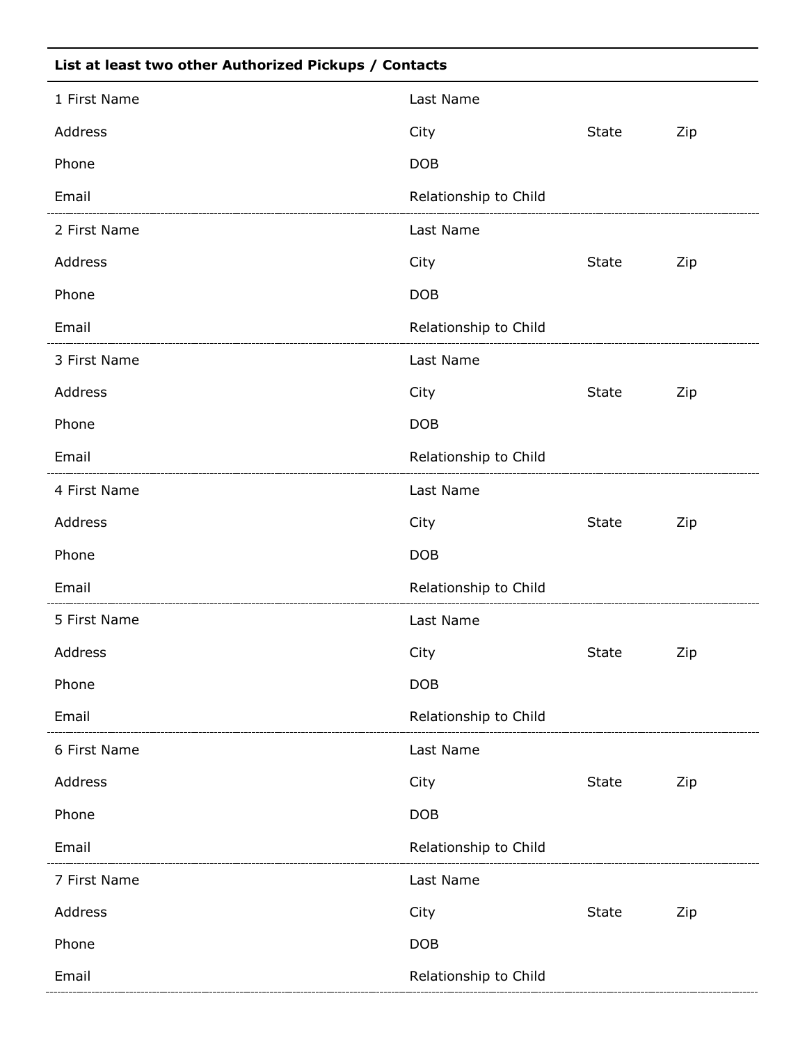**List at least two other Authorized Pickups / Contacts**

| | | | |
|---|---|---|---|
| 1 First Name | Last Name | | |
| Address | City | State | Zip |
| Phone | DOB | | |
| Email | Relationship to Child | | |
| 2 First Name | Last Name | | |
| Address | City | State | Zip |
| Phone | DOB | | |
| Email | Relationship to Child | | |
| 3 First Name | Last Name | | |
| Address | City | State | Zip |
| Phone | DOB | | |
| Email | Relationship to Child | | |
| 4 First Name | Last Name | | |
| Address | City | State | Zip |
| Phone | DOB | | |
| Email | Relationship to Child | | |
| 5 First Name | Last Name | | |
| Address | City | State | Zip |
| Phone | DOB | | |
| Email | Relationship to Child | | |
| 6 First Name | Last Name | | |
| Address | City | State | Zip |
| Phone | DOB | | |
| Email | Relationship to Child | | |
| 7 First Name | Last Name | | |
| Address | City | State | Zip |
| Phone | DOB | | |
| Email | Relationship to Child | | |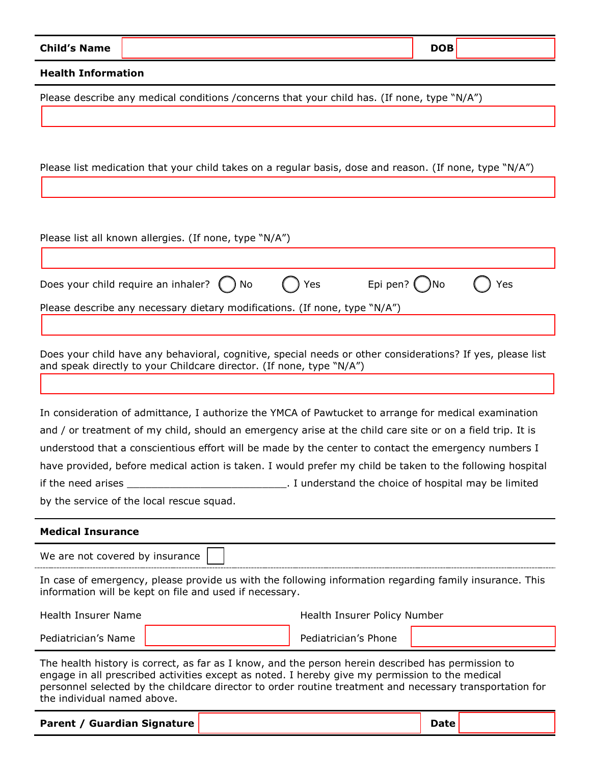| **Child's Name** | | **DOB** | |
|---|---|---|---|

**Health Information**

Please describe any medical conditions /concerns that your child has. (If none, type "N/A")

Please list medication that your child takes on a regular basis, dose and reason. (If none, type "N/A")

Please list all known allergies. (If none, type "N/A")

Does your child require an inhaler? ◯ No ◯ Yes Epi pen? ◯ No ◯ Yes

Please describe any necessary dietary modifications. (If none, type "N/A")

Does your child have any behavioral, cognitive, special needs or other considerations? If yes, please list and speak directly to your Childcare director. (If none, type "N/A")

In consideration of admittance, I authorize the YMCA of Pawtucket to arrange for medical examination and / or treatment of my child, should an emergency arise at the child care site or on a field trip. It is understood that a conscientious effort will be made by the center to contact the emergency numbers I have provided, before medical action is taken. I would prefer my child be taken to the following hospital if the need arises ___________________________. I understand the choice of hospital may be limited by the service of the local rescue squad.

**Medical Insurance**

We are not covered by insurance ☐

In case of emergency, please provide us with the following information regarding family insurance. This information will be kept on file and used if necessary.

| Health Insurer Name | | Health Insurer Policy Number | |
|---|---|---|---|
| Pediatrician's Name | | Pediatrician's Phone | |

The health history is correct, as far as I know, and the person herein described has permission to engage in all prescribed activities except as noted. I hereby give my permission to the medical personnel selected by the childcare director to order routine treatment and necessary transportation for the individual named above.

| **Parent / Guardian Signature** | | **Date** | |
|---|---|---|---|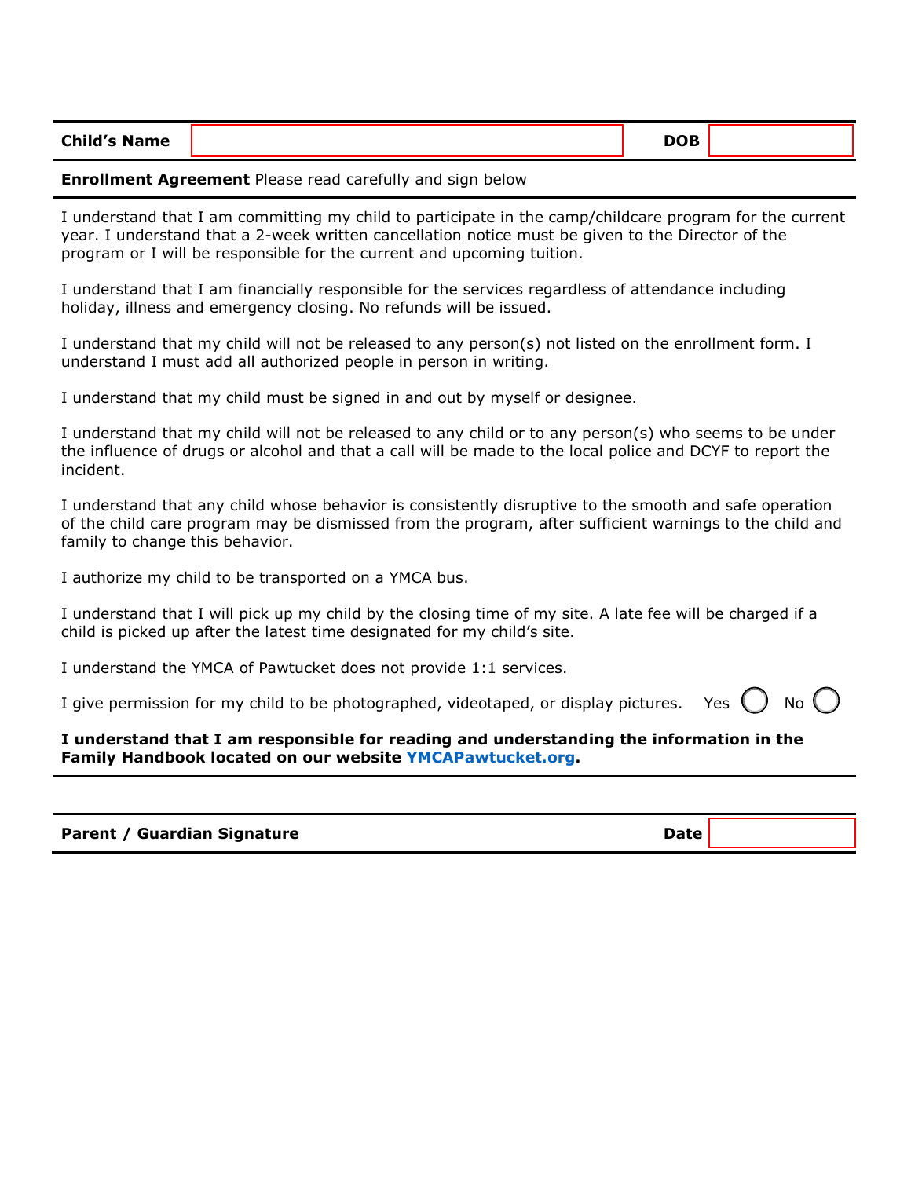| **Child's Name** | | **DOB** | |
|---|---|---|---|

**Enrollment Agreement** Please read carefully and sign below

I understand that I am committing my child to participate in the camp/childcare program for the current year. I understand that a 2-week written cancellation notice must be given to the Director of the program or I will be responsible for the current and upcoming tuition.

I understand that I am financially responsible for the services regardless of attendance including holiday, illness and emergency closing. No refunds will be issued.

I understand that my child will not be released to any person(s) not listed on the enrollment form. I understand I must add all authorized people in person in writing.

I understand that my child must be signed in and out by myself or designee.

I understand that my child will not be released to any child or to any person(s) who seems to be under the influence of drugs or alcohol and that a call will be made to the local police and DCYF to report the incident.

I understand that any child whose behavior is consistently disruptive to the smooth and safe operation of the child care program may be dismissed from the program, after sufficient warnings to the child and family to change this behavior.

I authorize my child to be transported on a YMCA bus.

I understand that I will pick up my child by the closing time of my site. A late fee will be charged if a child is picked up after the latest time designated for my child's site.

I understand the YMCA of Pawtucket does not provide 1:1 services.

I give permission for my child to be photographed, videotaped, or display pictures. Yes ◯ No ◯

**I understand that I am responsible for reading and understanding the information in the Family Handbook located on our website YMCAPawtucket.org.**

| **Parent / Guardian Signature** | **Date** | |
|---|---|---|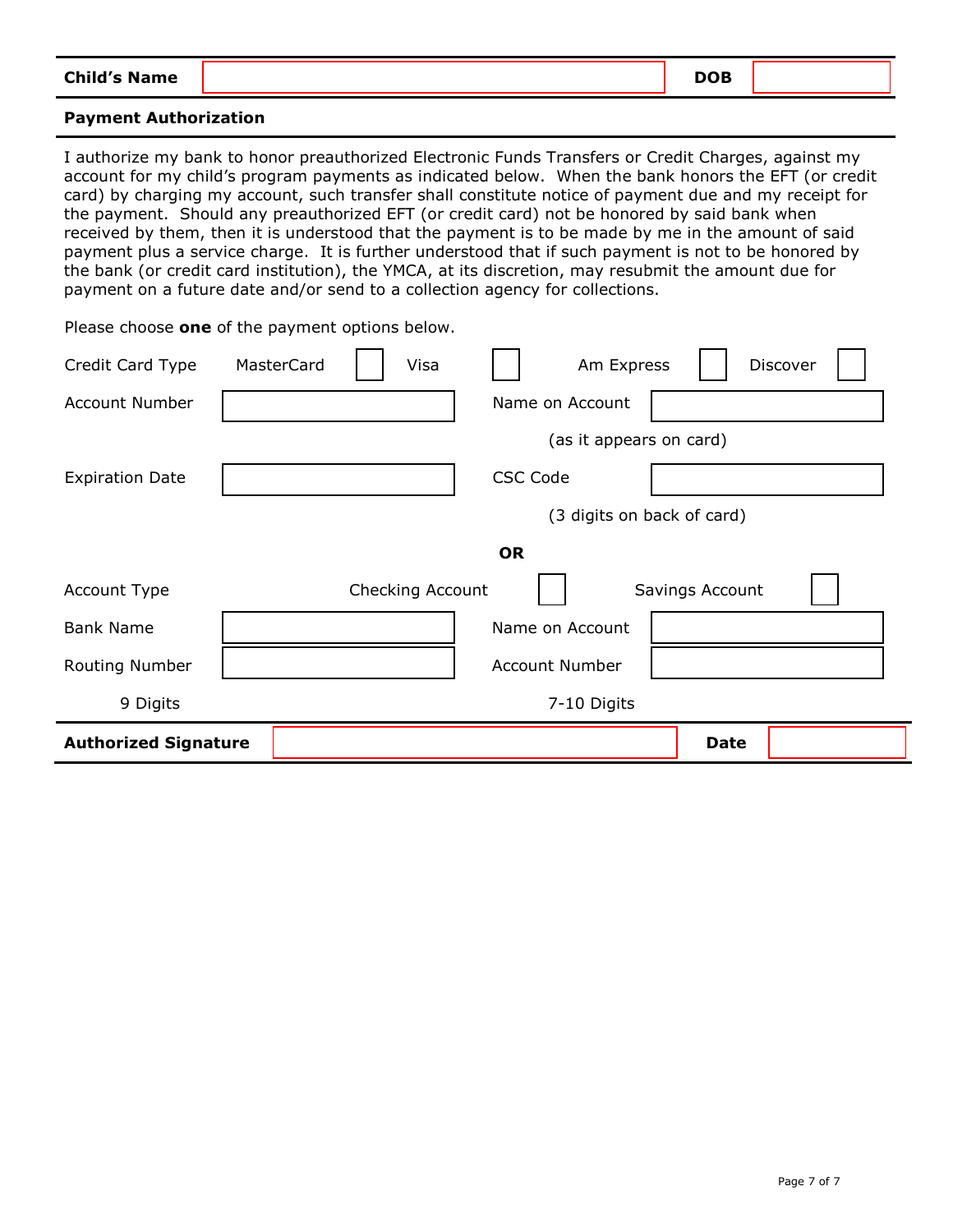| | | | |
|---|---|---|---|
| **Child's Name** | | **DOB** | |

**Payment Authorization**

I authorize my bank to honor preauthorized Electronic Funds Transfers or Credit Charges, against my account for my child's program payments as indicated below. When the bank honors the EFT (or credit card) by charging my account, such transfer shall constitute notice of payment due and my receipt for the payment. Should any preauthorized EFT (or credit card) not be honored by said bank when received by them, then it is understood that the payment is to be made by me in the amount of said payment plus a service charge. It is further understood that if such payment is not to be honored by the bank (or credit card institution), the YMCA, at its discretion, may resubmit the amount due for payment on a future date and/or send to a collection agency for collections.

Please choose **one** of the payment options below.

Credit Card Type: MasterCard ☐ Visa ☐ Am Express ☐ Discover ☐

| | | | |
|---|---|---|---|
| Account Number | | Name on Account (as it appears on card) | |
| Expiration Date | | CSC Code (3 digits on back of card) | |

**OR**

Account Type: Checking Account ☐ Savings Account ☐

| | | | |
|---|---|---|---|
| Bank Name | | Name on Account | |
| Routing Number (9 Digits) | | Account Number (7-10 Digits) | |

| | | | |
|---|---|---|---|
| **Authorized Signature** | | **Date** | |